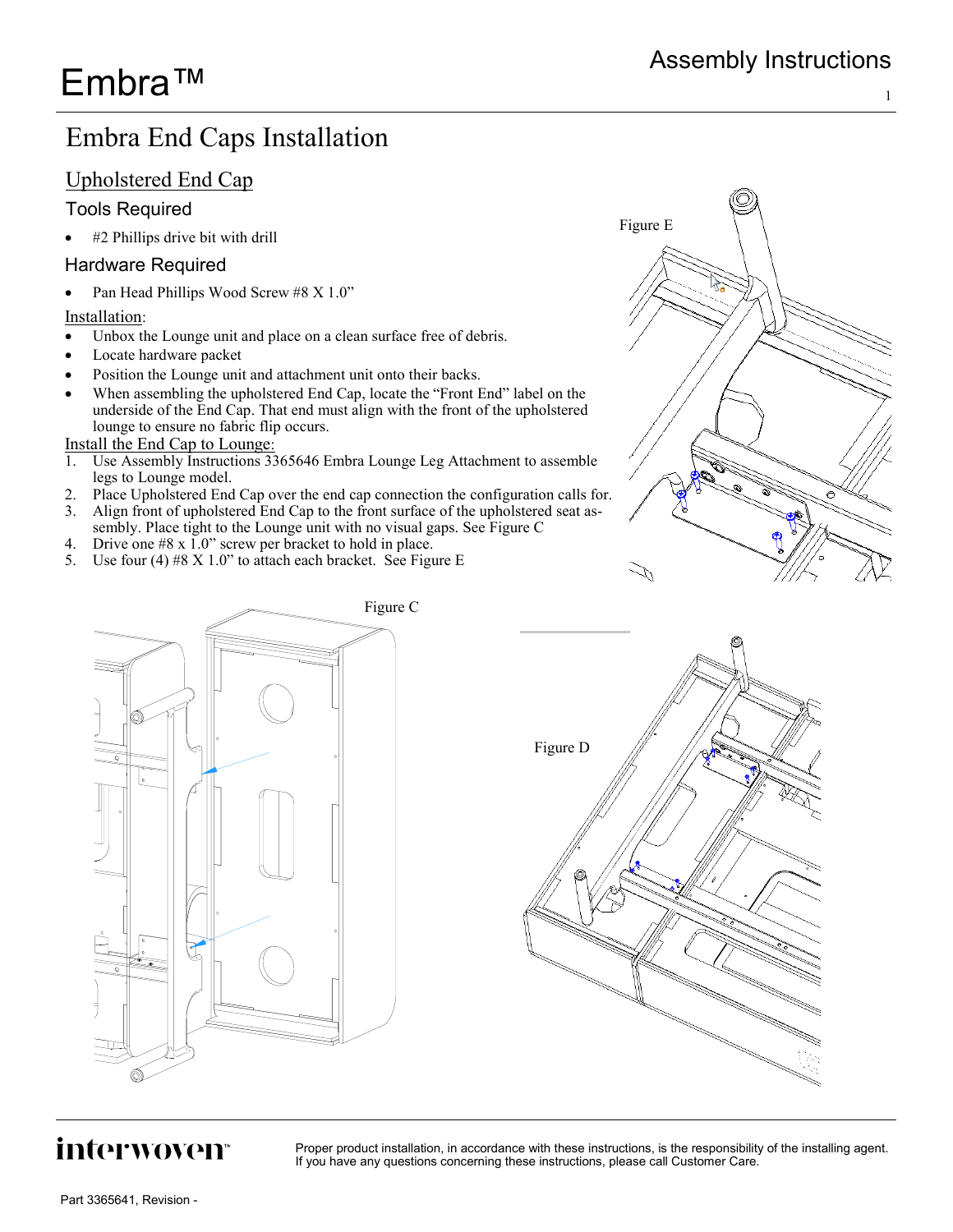# Embra™

Assembly Instructions

## Embra End Caps Installation

### Upholstered End Cap

#### Tools Required

- #2 Phillips drive bit with drill

#### Hardware Required

- Pan Head Phillips Wood Screw #8 X 1.0"

Installation:

- Unbox the Lounge unit and place on a clean surface free of debris.
- Locate hardware packet
- Position the Lounge unit and attachment unit onto their backs.
- When assembling the upholstered End Cap, locate the "Front End" label on the underside of the End Cap. That end must align with the front of the upholstered lounge to ensure no fabric flip occurs.

Install the End Cap to Lounge:

1. Use Assembly Instructions 3365646 Embra Lounge Leg Attachment to assemble legs to Lounge model.
2. Place Upholstered End Cap over the end cap connection the configuration calls for.
3. Align front of upholstered End Cap to the front surface of the upholstered seat assembly. Place tight to the Lounge unit with no visual gaps. See Figure C
4. Drive one #8 x 1.0" screw per bracket to hold in place.
5. Use four (4) #8 X 1.0" to attach each bracket. See Figure E

Figure E

Figure C

Figure D

Proper product installation, in accordance with these instructions, is the responsibility of the installing agent. If you have any questions concerning these instructions, please call Customer Care.

interwoven™

Part 3365641, Revision -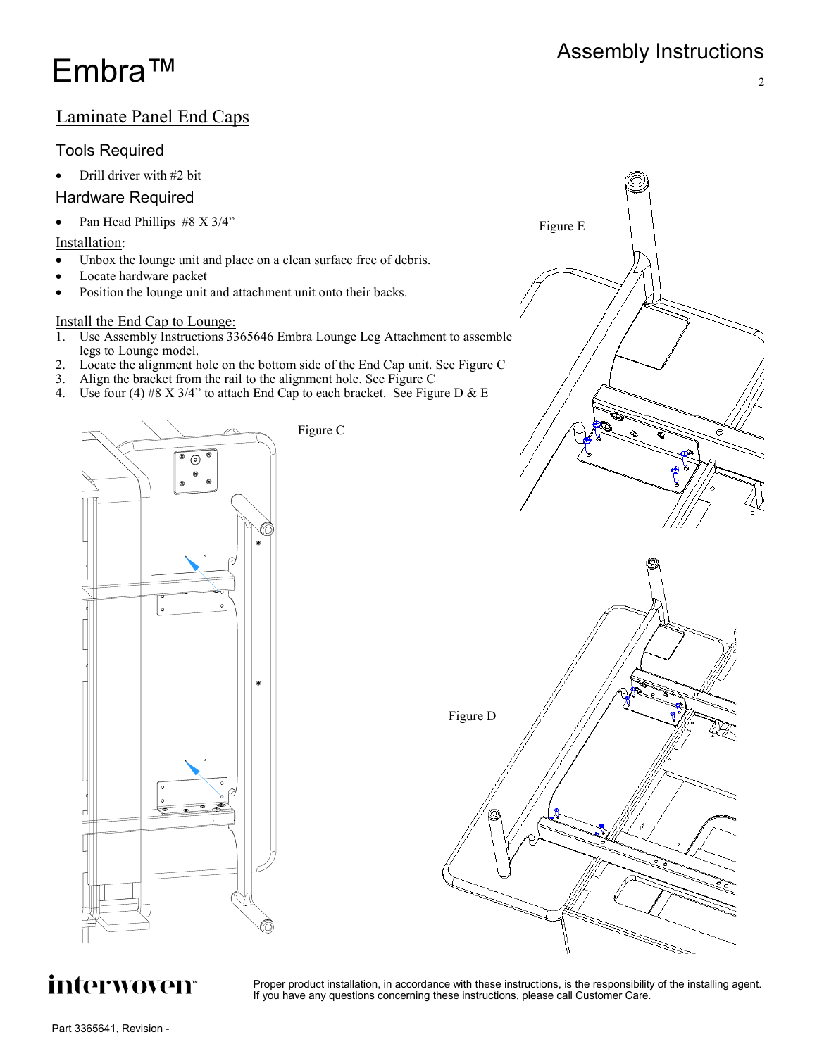# Laminate Panel End Caps

## Tools Required

- Drill driver with #2 bit

## Hardware Required

- Pan Head Phillips #8 X 3/4”

Installation:

- Unbox the lounge unit and place on a clean surface free of debris.
- Locate hardware packet
- Position the lounge unit and attachment unit onto their backs.

Install the End Cap to Lounge:

1. Use Assembly Instructions 3365646 Embra Lounge Leg Attachment to assemble legs to Lounge model.
2. Locate the alignment hole on the bottom side of the End Cap unit. See Figure C
3. Align the bracket from the rail to the alignment hole. See Figure C
4. Use four (4) #8 X 3/4” to attach End Cap to each bracket. See Figure D & E

Figure E

Figure C

Figure D

Proper product installation, in accordance with these instructions, is the responsibility of the installing agent. If you have any questions concerning these instructions, please call Customer Care.

Part 3365641, Revision -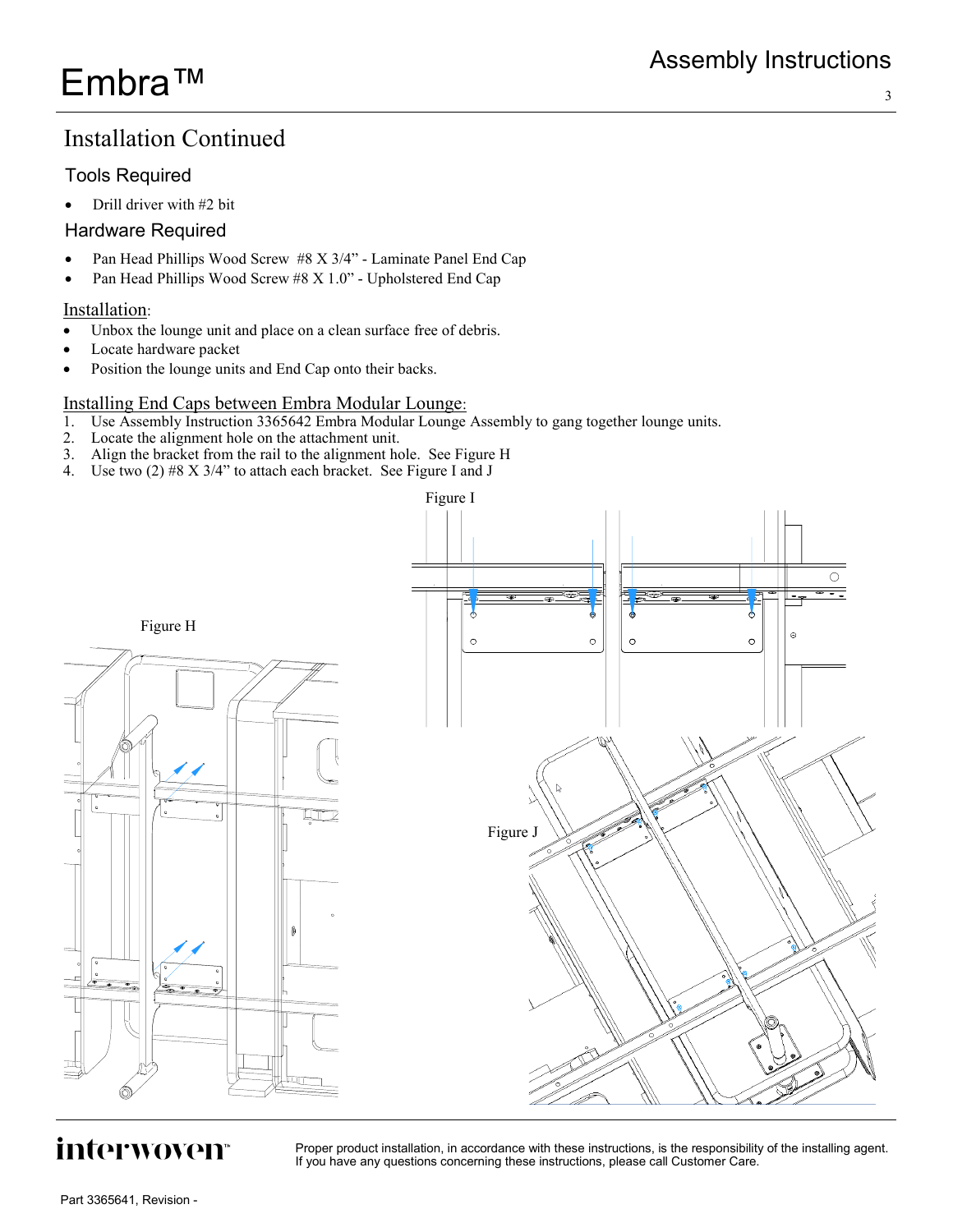# Embra™

## Installation Continued

### Tools Required

- Drill driver with #2 bit

### Hardware Required

- Pan Head Phillips Wood Screw #8 X 3/4" - Laminate Panel End Cap
- Pan Head Phillips Wood Screw #8 X 1.0" - Upholstered End Cap

### Installation:

- Unbox the lounge unit and place on a clean surface free of debris.
- Locate hardware packet
- Position the lounge units and End Cap onto their backs.

### Installing End Caps between Embra Modular Lounge:

1. Use Assembly Instruction 3365642 Embra Modular Lounge Assembly to gang together lounge units.
2. Locate the alignment hole on the attachment unit.
3. Align the bracket from the rail to the alignment hole. See Figure H
4. Use two (2) #8 X 3/4" to attach each bracket. See Figure I and J

Figure I

Figure H

Figure J

Proper product installation, in accordance with these instructions, is the responsibility of the installing agent. If you have any questions concerning these instructions, please call Customer Care.

Part 3365641, Revision -